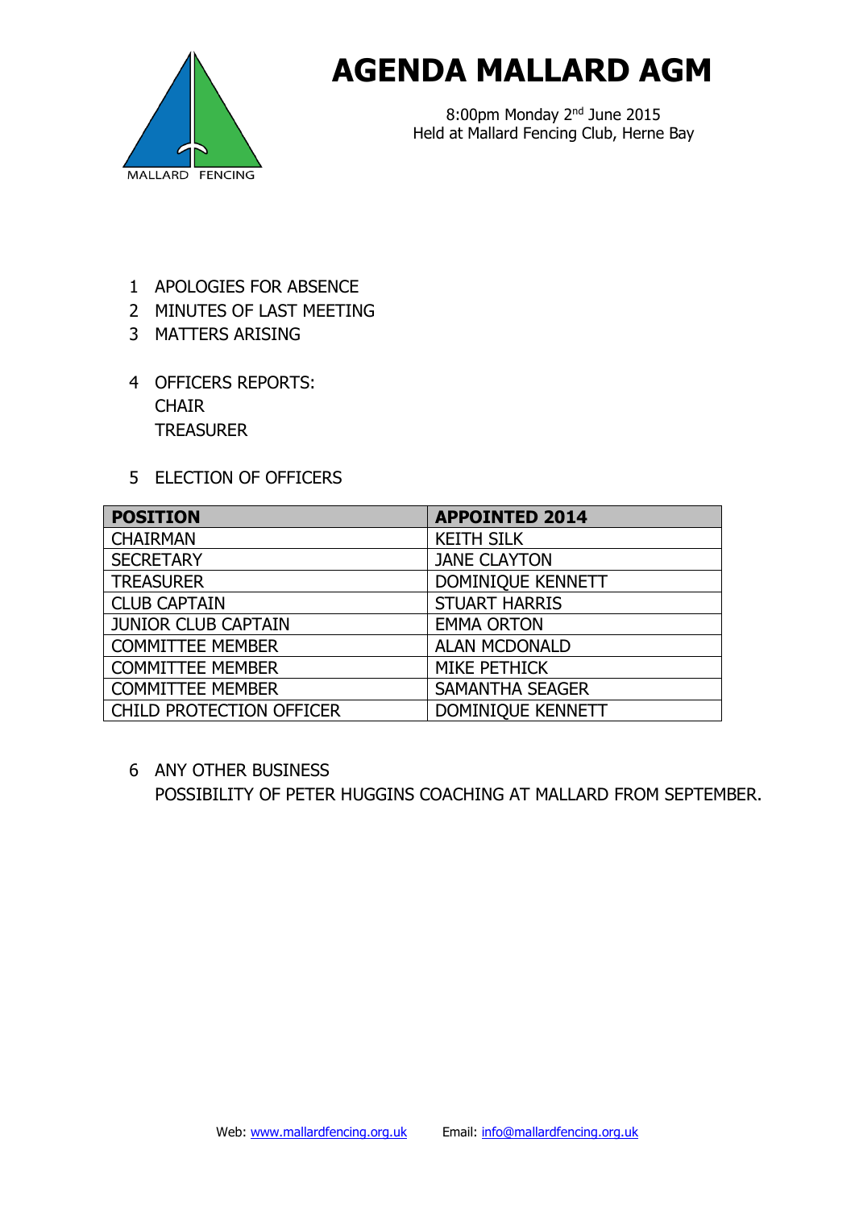MALLARD FENCING

# AGENDA MALLARD AGM

8:00pm Monday 2nd June 2015
Held at Mallard Fencing Club, Herne Bay

1. APOLOGIES FOR ABSENCE
2. MINUTES OF LAST MEETING
3. MATTERS ARISING
4. OFFICERS REPORTS:
   CHAIR
   TREASURER
5. ELECTION OF OFFICERS

| POSITION | APPOINTED 2014 |
|---|---|
| CHAIRMAN | KEITH SILK |
| SECRETARY | JANE CLAYTON |
| TREASURER | DOMINIQUE KENNETT |
| CLUB CAPTAIN | STUART HARRIS |
| JUNIOR CLUB CAPTAIN | EMMA ORTON |
| COMMITTEE MEMBER | ALAN MCDONALD |
| COMMITTEE MEMBER | MIKE PETHICK |
| COMMITTEE MEMBER | SAMANTHA SEAGER |
| CHILD PROTECTION OFFICER | DOMINIQUE KENNETT |

6. ANY OTHER BUSINESS
   POSSIBILITY OF PETER HUGGINS COACHING AT MALLARD FROM SEPTEMBER.

Web: www.mallardfencing.org.uk Email: info@mallardfencing.org.uk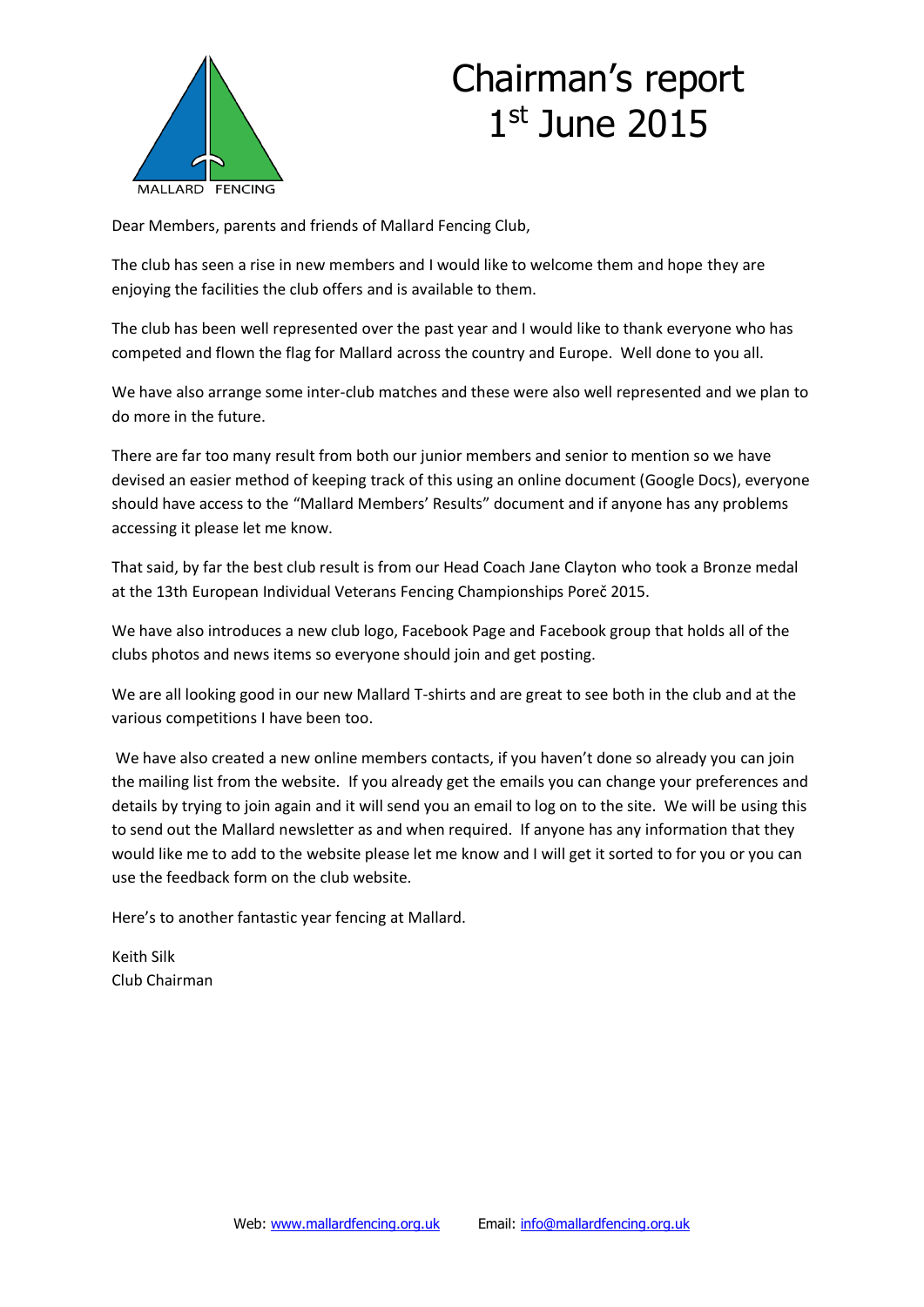# Chairman's report 1st June 2015

MALLARD FENCING

Dear Members, parents and friends of Mallard Fencing Club,

The club has seen a rise in new members and I would like to welcome them and hope they are enjoying the facilities the club offers and is available to them.

The club has been well represented over the past year and I would like to thank everyone who has competed and flown the flag for Mallard across the country and Europe. Well done to you all.

We have also arrange some inter-club matches and these were also well represented and we plan to do more in the future.

There are far too many result from both our junior members and senior to mention so we have devised an easier method of keeping track of this using an online document (Google Docs), everyone should have access to the "Mallard Members' Results" document and if anyone has any problems accessing it please let me know.

That said, by far the best club result is from our Head Coach Jane Clayton who took a Bronze medal at the 13th European Individual Veterans Fencing Championships Poreč 2015.

We have also introduces a new club logo, Facebook Page and Facebook group that holds all of the clubs photos and news items so everyone should join and get posting.

We are all looking good in our new Mallard T-shirts and are great to see both in the club and at the various competitions I have been too.

We have also created a new online members contacts, if you haven't done so already you can join the mailing list from the website. If you already get the emails you can change your preferences and details by trying to join again and it will send you an email to log on to the site. We will be using this to send out the Mallard newsletter as and when required. If anyone has any information that they would like me to add to the website please let me know and I will get it sorted to for you or you can use the feedback form on the club website.

Here's to another fantastic year fencing at Mallard.

Keith Silk
Club Chairman

Web: www.mallardfencing.org.uk Email: info@mallardfencing.org.uk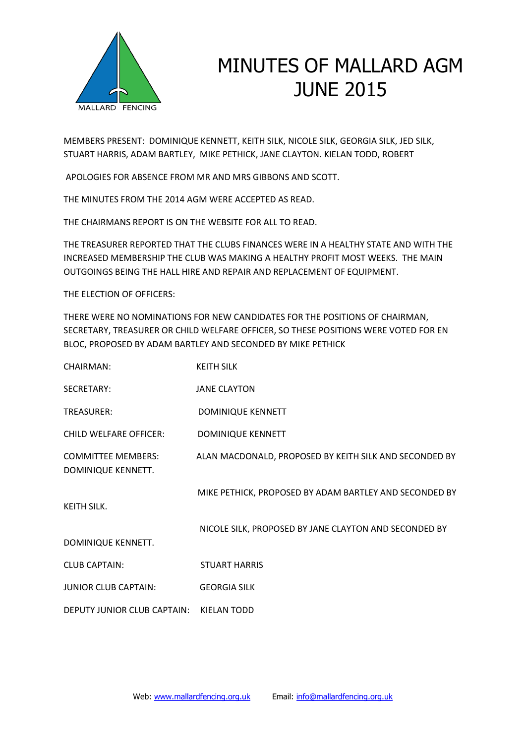MALLARD FENCING

# MINUTES OF MALLARD AGM JUNE 2015

MEMBERS PRESENT: DOMINIQUE KENNETT, KEITH SILK, NICOLE SILK, GEORGIA SILK, JED SILK, STUART HARRIS, ADAM BARTLEY, MIKE PETHICK, JANE CLAYTON. KIELAN TODD, ROBERT

APOLOGIES FOR ABSENCE FROM MR AND MRS GIBBONS AND SCOTT.

THE MINUTES FROM THE 2014 AGM WERE ACCEPTED AS READ.

THE CHAIRMANS REPORT IS ON THE WEBSITE FOR ALL TO READ.

THE TREASURER REPORTED THAT THE CLUBS FINANCES WERE IN A HEALTHY STATE AND WITH THE INCREASED MEMBERSHIP THE CLUB WAS MAKING A HEALTHY PROFIT MOST WEEKS. THE MAIN OUTGOINGS BEING THE HALL HIRE AND REPAIR AND REPLACEMENT OF EQUIPMENT.

THE ELECTION OF OFFICERS:

THERE WERE NO NOMINATIONS FOR NEW CANDIDATES FOR THE POSITIONS OF CHAIRMAN, SECRETARY, TREASURER OR CHILD WELFARE OFFICER, SO THESE POSITIONS WERE VOTED FOR EN BLOC, PROPOSED BY ADAM BARTLEY AND SECONDED BY MIKE PETHICK

CHAIRMAN: KEITH SILK

SECRETARY: JANE CLAYTON

TREASURER: DOMINIQUE KENNETT

CHILD WELFARE OFFICER: DOMINIQUE KENNETT

COMMITTEE MEMBERS: ALAN MACDONALD, PROPOSED BY KEITH SILK AND SECONDED BY DOMINIQUE KENNETT.

MIKE PETHICK, PROPOSED BY ADAM BARTLEY AND SECONDED BY KEITH SILK.

NICOLE SILK, PROPOSED BY JANE CLAYTON AND SECONDED BY DOMINIQUE KENNETT.

CLUB CAPTAIN: STUART HARRIS

JUNIOR CLUB CAPTAIN: GEORGIA SILK

DEPUTY JUNIOR CLUB CAPTAIN: KIELAN TODD

Web: www.mallardfencing.org.uk Email: info@mallardfencing.org.uk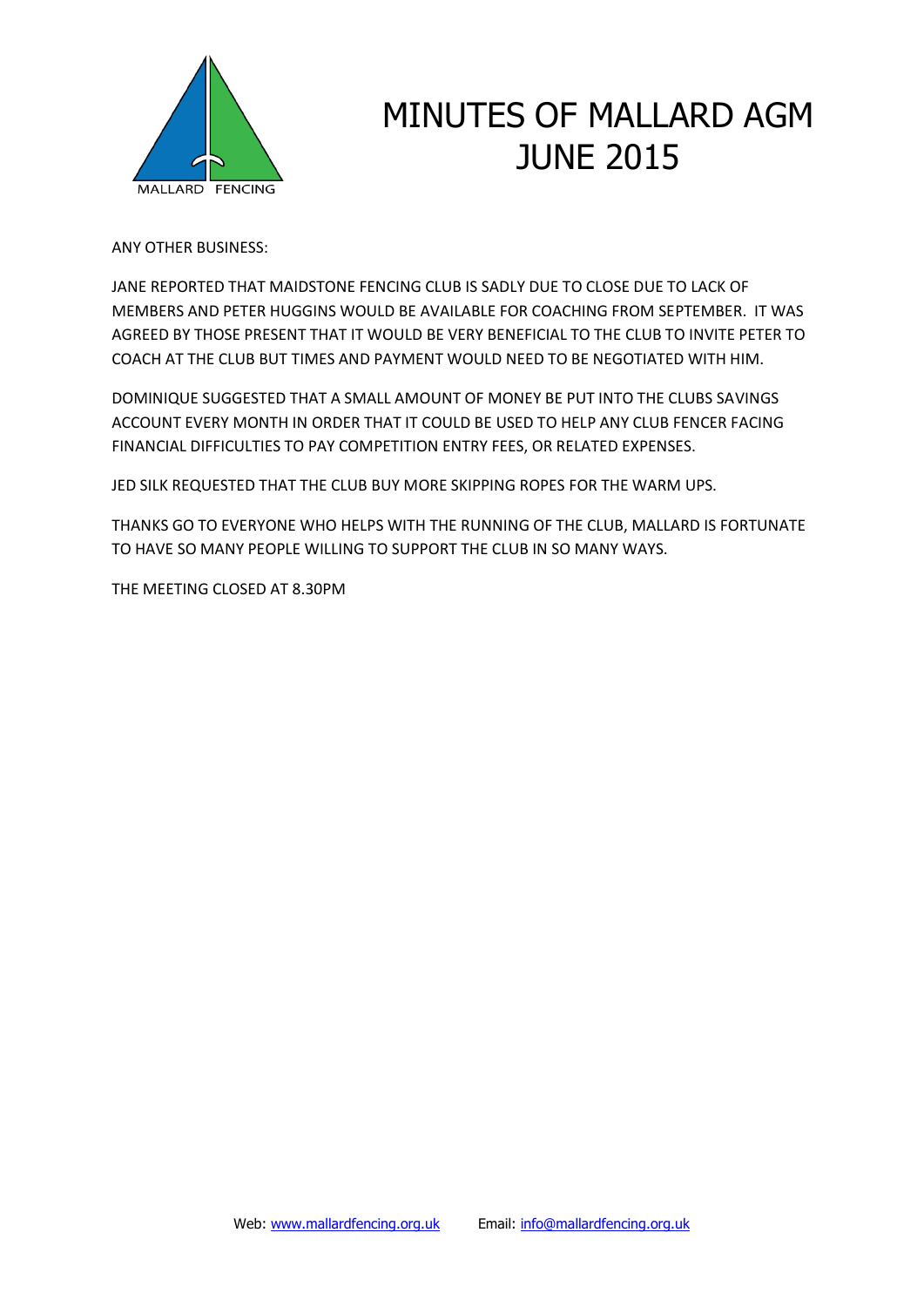# MINUTES OF MALLARD AGM JUNE 2015

ANY OTHER BUSINESS:

JANE REPORTED THAT MAIDSTONE FENCING CLUB IS SADLY DUE TO CLOSE DUE TO LACK OF MEMBERS AND PETER HUGGINS WOULD BE AVAILABLE FOR COACHING FROM SEPTEMBER. IT WAS AGREED BY THOSE PRESENT THAT IT WOULD BE VERY BENEFICIAL TO THE CLUB TO INVITE PETER TO COACH AT THE CLUB BUT TIMES AND PAYMENT WOULD NEED TO BE NEGOTIATED WITH HIM.

DOMINIQUE SUGGESTED THAT A SMALL AMOUNT OF MONEY BE PUT INTO THE CLUBS SAVINGS ACCOUNT EVERY MONTH IN ORDER THAT IT COULD BE USED TO HELP ANY CLUB FENCER FACING FINANCIAL DIFFICULTIES TO PAY COMPETITION ENTRY FEES, OR RELATED EXPENSES.

JED SILK REQUESTED THAT THE CLUB BUY MORE SKIPPING ROPES FOR THE WARM UPS.

THANKS GO TO EVERYONE WHO HELPS WITH THE RUNNING OF THE CLUB, MALLARD IS FORTUNATE TO HAVE SO MANY PEOPLE WILLING TO SUPPORT THE CLUB IN SO MANY WAYS.

THE MEETING CLOSED AT 8.30PM